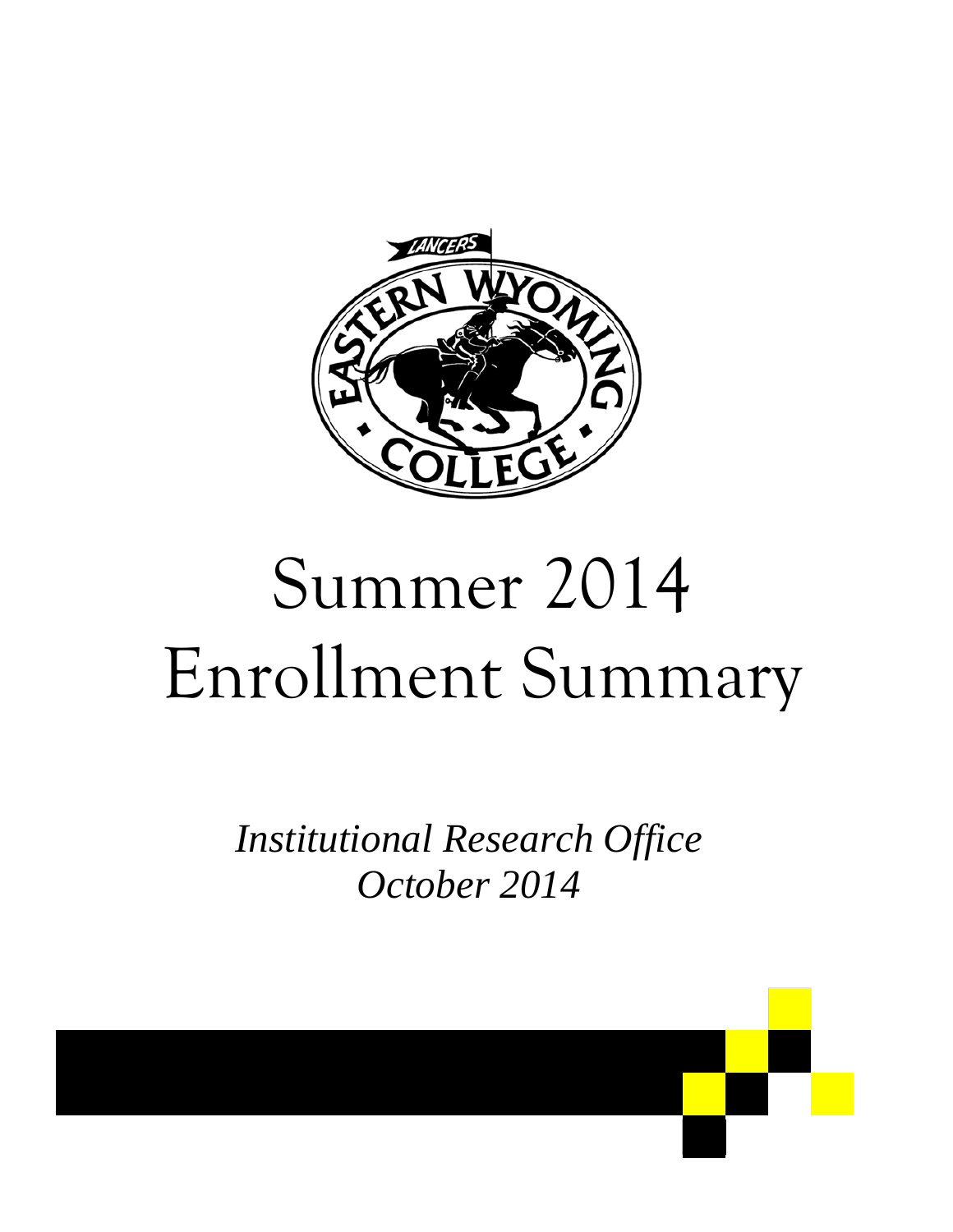# Summer 2014 Enrollment Summary

*Institutional Research Office*
*October 2014*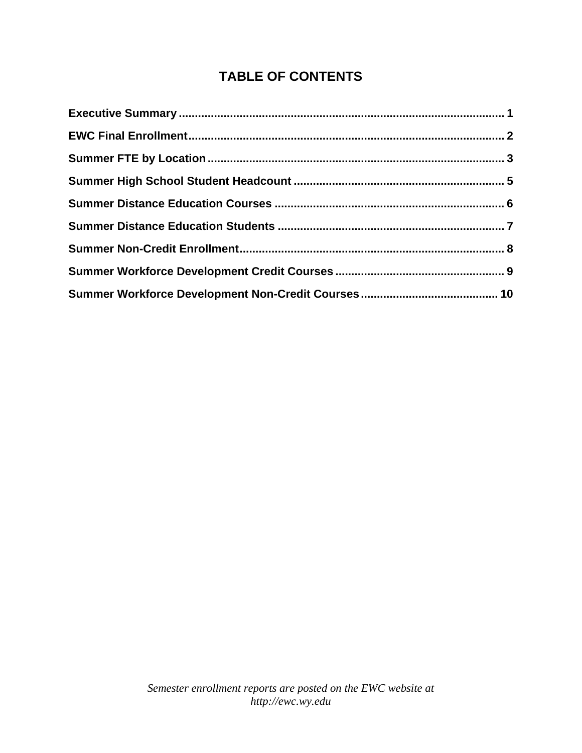# TABLE OF CONTENTS

**Executive Summary** ........................................................................................ 1

**EWC Final Enrollment** ..................................................................................... 2

**Summer FTE by Location** ................................................................................ 3

**Summer High School Student Headcount** ...................................................... 5

**Summer Distance Education Courses** ............................................................ 6

**Summer Distance Education Students** ........................................................... 7

**Summer Non-Credit Enrollment** ...................................................................... 8

**Summer Workforce Development Credit Courses** ......................................... 9

**Summer Workforce Development Non-Credit Courses** ................................ 10

*Semester enrollment reports are posted on the EWC website at http://ewc.wy.edu*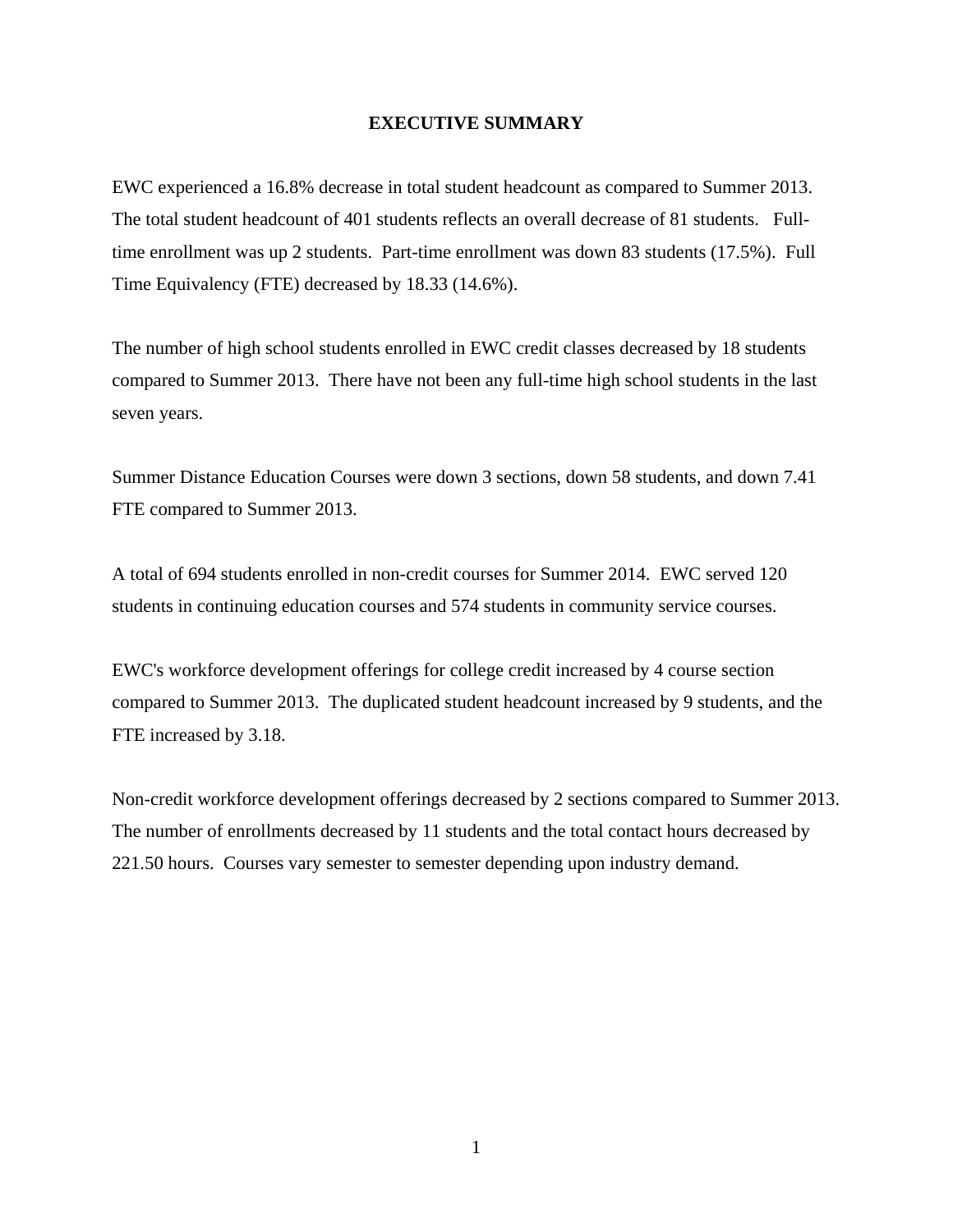# EXECUTIVE SUMMARY

EWC experienced a 16.8% decrease in total student headcount as compared to Summer 2013. The total student headcount of 401 students reflects an overall decrease of 81 students. Full-time enrollment was up 2 students. Part-time enrollment was down 83 students (17.5%). Full Time Equivalency (FTE) decreased by 18.33 (14.6%).

The number of high school students enrolled in EWC credit classes decreased by 18 students compared to Summer 2013. There have not been any full-time high school students in the last seven years.

Summer Distance Education Courses were down 3 sections, down 58 students, and down 7.41 FTE compared to Summer 2013.

A total of 694 students enrolled in non-credit courses for Summer 2014. EWC served 120 students in continuing education courses and 574 students in community service courses.

EWC's workforce development offerings for college credit increased by 4 course section compared to Summer 2013. The duplicated student headcount increased by 9 students, and the FTE increased by 3.18.

Non-credit workforce development offerings decreased by 2 sections compared to Summer 2013. The number of enrollments decreased by 11 students and the total contact hours decreased by 221.50 hours. Courses vary semester to semester depending upon industry demand.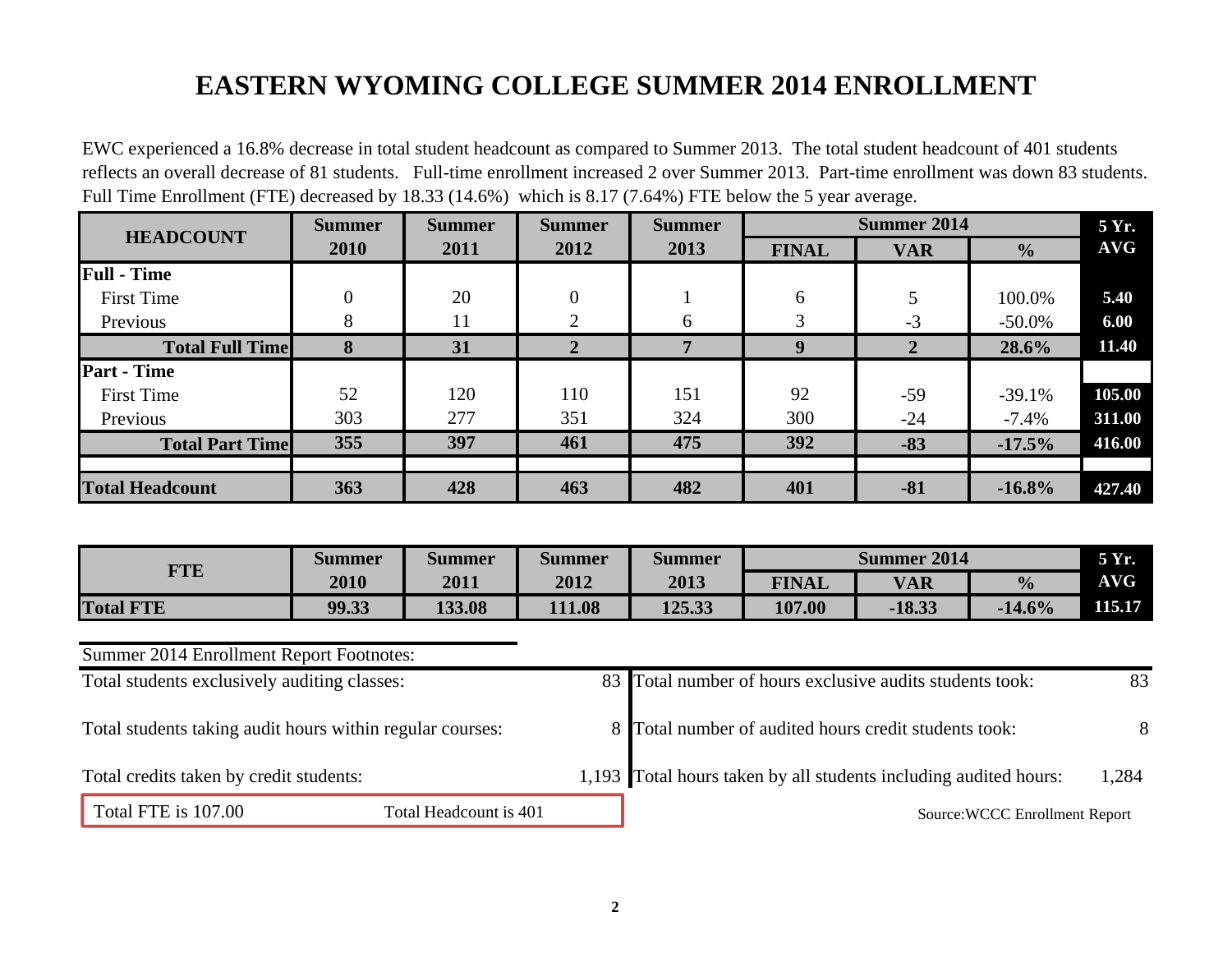# EASTERN WYOMING COLLEGE SUMMER 2014 ENROLLMENT

EWC experienced a 16.8% decrease in total student headcount as compared to Summer 2013. The total student headcount of 401 students reflects an overall decrease of 81 students. Full-time enrollment increased 2 over Summer 2013. Part-time enrollment was down 83 students. Full Time Enrollment (FTE) decreased by 18.33 (14.6%) which is 8.17 (7.64%) FTE below the 5 year average.

| HEADCOUNT | Summer 2010 | Summer 2011 | Summer 2012 | Summer 2013 | Summer 2014 FINAL | Summer 2014 VAR | Summer 2014 % | 5 Yr. AVG |
|---|---|---|---|---|---|---|---|---|
| **Full - Time** | | | | | | | | |
| First Time | 0 | 20 | 0 | 1 | 6 | 5 | 100.0% | **5.40** |
| Previous | 8 | 11 | 2 | 6 | 3 | -3 | -50.0% | **6.00** |
| **Total Full Time** | **8** | **31** | **2** | **7** | **9** | **2** | **28.6%** | **11.40** |
| **Part - Time** | | | | | | | | |
| First Time | 52 | 120 | 110 | 151 | 92 | -59 | -39.1% | **105.00** |
| Previous | 303 | 277 | 351 | 324 | 300 | -24 | -7.4% | **311.00** |
| **Total Part Time** | **355** | **397** | **461** | **475** | **392** | **-83** | **-17.5%** | **416.00** |
| **Total Headcount** | **363** | **428** | **463** | **482** | **401** | **-81** | **-16.8%** | **427.40** |

| FTE | Summer 2010 | Summer 2011 | Summer 2012 | Summer 2013 | Summer 2014 FINAL | Summer 2014 VAR | Summer 2014 % | 5 Yr. AVG |
|---|---|---|---|---|---|---|---|---|
| **Total FTE** | **99.33** | **133.08** | **111.08** | **125.33** | **107.00** | **-18.33** | **-14.6%** | **115.17** |

Summer 2014 Enrollment Report Footnotes:

| | | | |
|---|---|---|---|
| Total students exclusively auditing classes: | 83 | Total number of hours exclusive audits students took: | 83 |
| Total students taking audit hours within regular courses: | 8 | Total number of audited hours credit students took: | 8 |
| Total credits taken by credit students: | 1,193 | Total hours taken by all students including audited hours: | 1,284 |

Total FTE is 107.00 — Total Headcount is 401

Source:WCCC Enrollment Report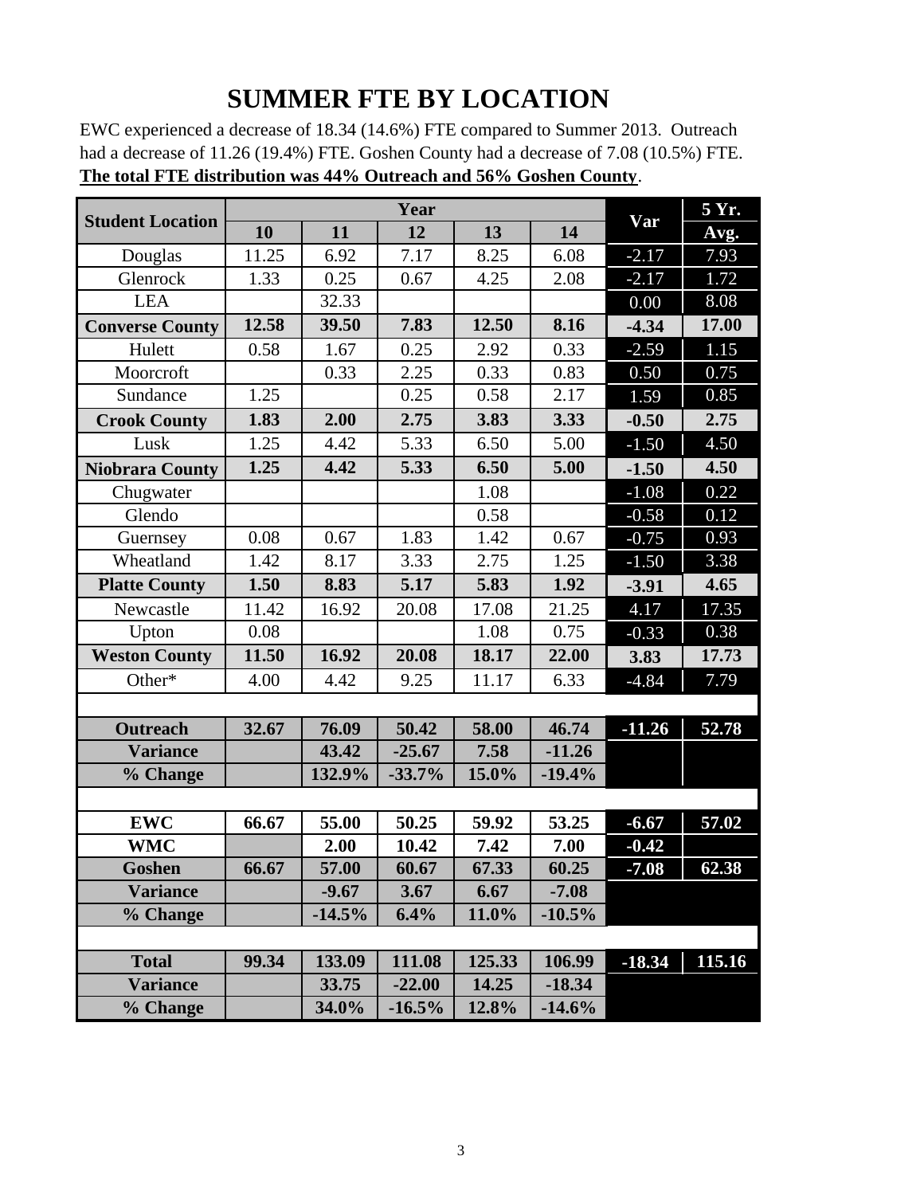# SUMMER FTE BY LOCATION

EWC experienced a decrease of 18.34 (14.6%) FTE compared to Summer 2013. Outreach had a decrease of 11.26 (19.4%) FTE. Goshen County had a decrease of 7.08 (10.5%) FTE. **The total FTE distribution was 44% Outreach and 56% Goshen County**.

| Student Location | Year | | | | | Var | 5 Yr. Avg. |
|---|---|---|---|---|---|---|---|
| | 10 | 11 | 12 | 13 | 14 | | |
| Douglas | 11.25 | 6.92 | 7.17 | 8.25 | 6.08 | -2.17 | 7.93 |
| Glenrock | 1.33 | 0.25 | 0.67 | 4.25 | 2.08 | -2.17 | 1.72 |
| LEA | | 32.33 | | | | 0.00 | 8.08 |
| **Converse County** | **12.58** | **39.50** | **7.83** | **12.50** | **8.16** | **-4.34** | **17.00** |
| Hulett | 0.58 | 1.67 | 0.25 | 2.92 | 0.33 | -2.59 | 1.15 |
| Moorcroft | | 0.33 | 2.25 | 0.33 | 0.83 | 0.50 | 0.75 |
| Sundance | 1.25 | | 0.25 | 0.58 | 2.17 | 1.59 | 0.85 |
| **Crook County** | **1.83** | **2.00** | **2.75** | **3.83** | **3.33** | **-0.50** | **2.75** |
| Lusk | 1.25 | 4.42 | 5.33 | 6.50 | 5.00 | -1.50 | 4.50 |
| **Niobrara County** | **1.25** | **4.42** | **5.33** | **6.50** | **5.00** | **-1.50** | **4.50** |
| Chugwater | | | | 1.08 | | -1.08 | 0.22 |
| Glendo | | | | 0.58 | | -0.58 | 0.12 |
| Guernsey | 0.08 | 0.67 | 1.83 | 1.42 | 0.67 | -0.75 | 0.93 |
| Wheatland | 1.42 | 8.17 | 3.33 | 2.75 | 1.25 | -1.50 | 3.38 |
| **Platte County** | **1.50** | **8.83** | **5.17** | **5.83** | **1.92** | **-3.91** | **4.65** |
| Newcastle | 11.42 | 16.92 | 20.08 | 17.08 | 21.25 | 4.17 | 17.35 |
| Upton | 0.08 | | | 1.08 | 0.75 | -0.33 | 0.38 |
| **Weston County** | **11.50** | **16.92** | **20.08** | **18.17** | **22.00** | **3.83** | **17.73** |
| Other* | 4.00 | 4.42 | 9.25 | 11.17 | 6.33 | -4.84 | 7.79 |
| | | | | | | | |
| **Outreach** | **32.67** | **76.09** | **50.42** | **58.00** | **46.74** | **-11.26** | **52.78** |
| **Variance** | | **43.42** | **-25.67** | **7.58** | **-11.26** | | |
| **% Change** | | **132.9%** | **-33.7%** | **15.0%** | **-19.4%** | | |
| | | | | | | | |
| **EWC** | **66.67** | **55.00** | **50.25** | **59.92** | **53.25** | **-6.67** | **57.02** |
| **WMC** | | **2.00** | **10.42** | **7.42** | **7.00** | **-0.42** | |
| **Goshen** | **66.67** | **57.00** | **60.67** | **67.33** | **60.25** | **-7.08** | **62.38** |
| **Variance** | | **-9.67** | **3.67** | **6.67** | **-7.08** | | |
| **% Change** | | **-14.5%** | **6.4%** | **11.0%** | **-10.5%** | | |
| | | | | | | | |
| **Total** | **99.34** | **133.09** | **111.08** | **125.33** | **106.99** | **-18.34** | **115.16** |
| **Variance** | | **33.75** | **-22.00** | **14.25** | **-18.34** | | |
| **% Change** | | **34.0%** | **-16.5%** | **12.8%** | **-14.6%** | | |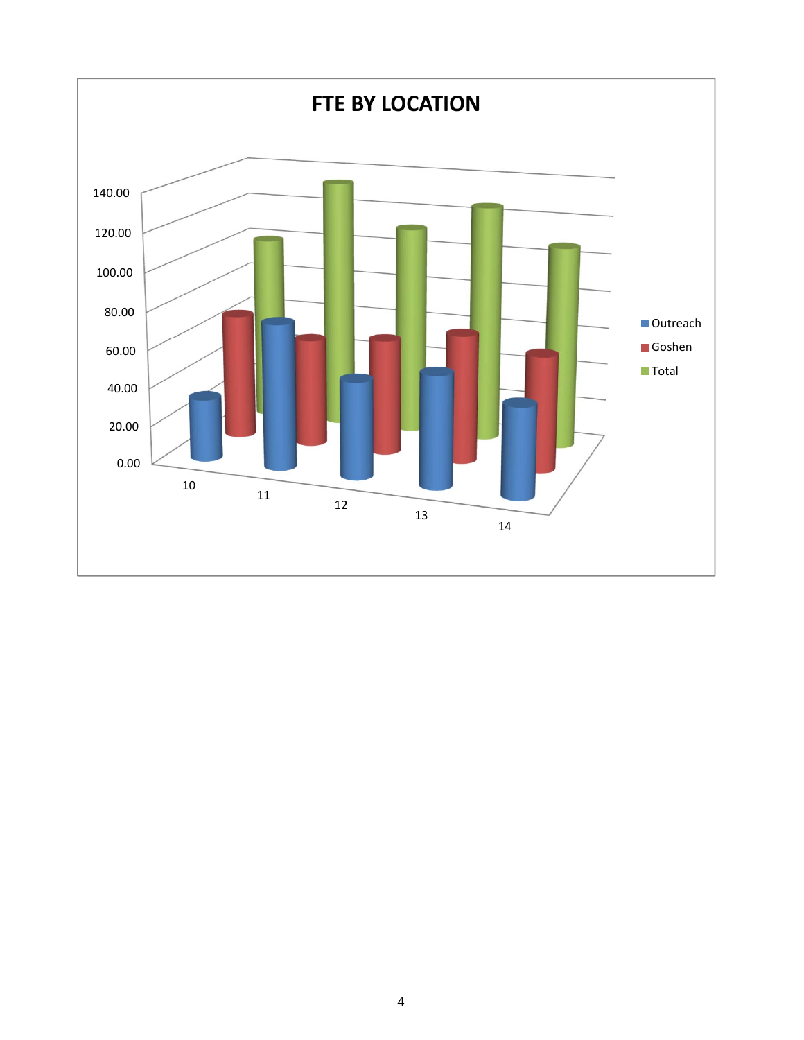# FTE BY LOCATION

140.00
120.00
100.00
80.00
60.00
40.00
20.00
0.00

10 11 12 13 14

- Outreach
- Goshen
- Total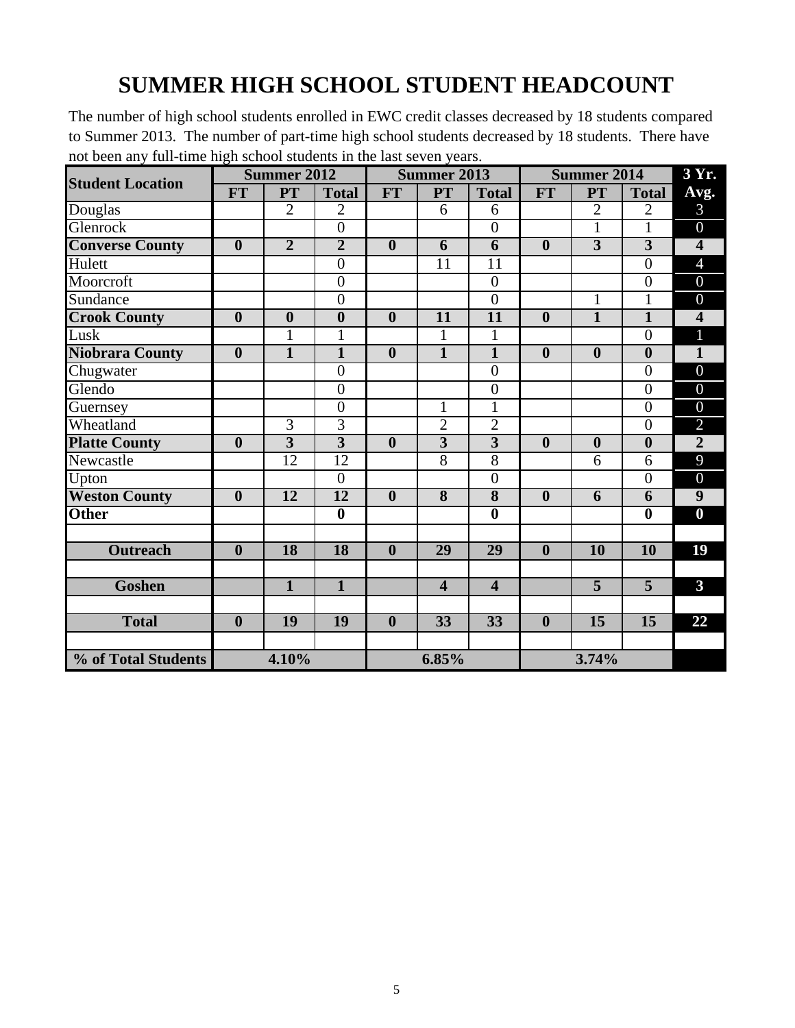# SUMMER HIGH SCHOOL STUDENT HEADCOUNT

The number of high school students enrolled in EWC credit classes decreased by 18 students compared to Summer 2013. The number of part-time high school students decreased by 18 students. There have not been any full-time high school students in the last seven years.

| Student Location | Summer 2012 | | | Summer 2013 | | | Summer 2014 | | | 3 Yr. Avg. |
|---|---|---|---|---|---|---|---|---|---|---|
| | FT | PT | Total | FT | PT | Total | FT | PT | Total | |
| Douglas | | 2 | 2 | | 6 | 6 | | 2 | 2 | 3 |
| Glenrock | | | 0 | | | 0 | | 1 | 1 | 0 |
| **Converse County** | **0** | **2** | **2** | **0** | **6** | **6** | **0** | **3** | **3** | **4** |
| Hulett | | | 0 | | 11 | 11 | | | 0 | 4 |
| Moorcroft | | | 0 | | | 0 | | | 0 | 0 |
| Sundance | | | 0 | | | 0 | | 1 | 1 | 0 |
| **Crook County** | **0** | **0** | **0** | **0** | **11** | **11** | **0** | **1** | **1** | **4** |
| Lusk | | 1 | 1 | | 1 | 1 | | | 0 | 1 |
| **Niobrara County** | **0** | **1** | **1** | **0** | **1** | **1** | **0** | **0** | **0** | **1** |
| Chugwater | | | 0 | | | 0 | | | 0 | 0 |
| Glendo | | | 0 | | | 0 | | | 0 | 0 |
| Guernsey | | | 0 | | 1 | 1 | | | 0 | 0 |
| Wheatland | | 3 | 3 | | 2 | 2 | | | 0 | 2 |
| **Platte County** | **0** | **3** | **3** | **0** | **3** | **3** | **0** | **0** | **0** | **2** |
| Newcastle | | 12 | 12 | | 8 | 8 | | 6 | 6 | 9 |
| Upton | | | 0 | | | 0 | | | 0 | 0 |
| **Weston County** | **0** | **12** | **12** | **0** | **8** | **8** | **0** | **6** | **6** | **9** |
| **Other** | | | **0** | | | **0** | | | **0** | **0** |
| | | | | | | | | | | |
| **Outreach** | **0** | **18** | **18** | **0** | **29** | **29** | **0** | **10** | **10** | **19** |
| | | | | | | | | | | |
| **Goshen** | | **1** | **1** | | **4** | **4** | | **5** | **5** | **3** |
| | | | | | | | | | | |
| **Total** | **0** | **19** | **19** | **0** | **33** | **33** | **0** | **15** | **15** | **22** |
| | | | | | | | | | | |
| **% of Total Students** | **4.10%** | | | **6.85%** | | | **3.74%** | | | |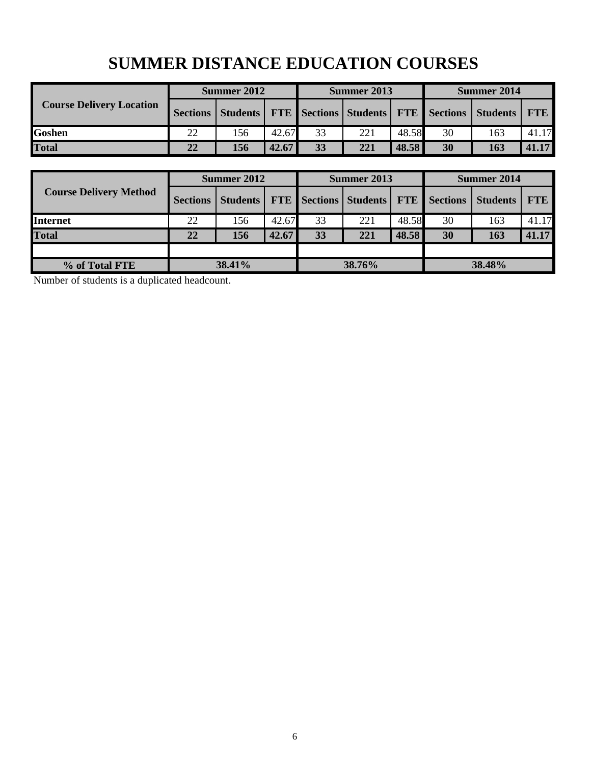# SUMMER DISTANCE EDUCATION COURSES

| Course Delivery Location | Summer 2012 | | | Summer 2013 | | | Summer 2014 | | |
|---|---|---|---|---|---|---|---|---|---|
| | Sections | Students | FTE | Sections | Students | FTE | Sections | Students | FTE |
| **Goshen** | 22 | 156 | 42.67 | 33 | 221 | 48.58 | 30 | 163 | 41.17 |
| **Total** | **22** | **156** | **42.67** | **33** | **221** | **48.58** | **30** | **163** | **41.17** |

| Course Delivery Method | Summer 2012 | | | Summer 2013 | | | Summer 2014 | | |
|---|---|---|---|---|---|---|---|---|---|
| | Sections | Students | FTE | Sections | Students | FTE | Sections | Students | FTE |
| **Internet** | 22 | 156 | 42.67 | 33 | 221 | 48.58 | 30 | 163 | 41.17 |
| **Total** | **22** | **156** | **42.67** | **33** | **221** | **48.58** | **30** | **163** | **41.17** |
| | | | | | | | | | |
| **% of Total FTE** | **38.41%** | | | **38.76%** | | | **38.48%** | | |

Number of students is a duplicated headcount.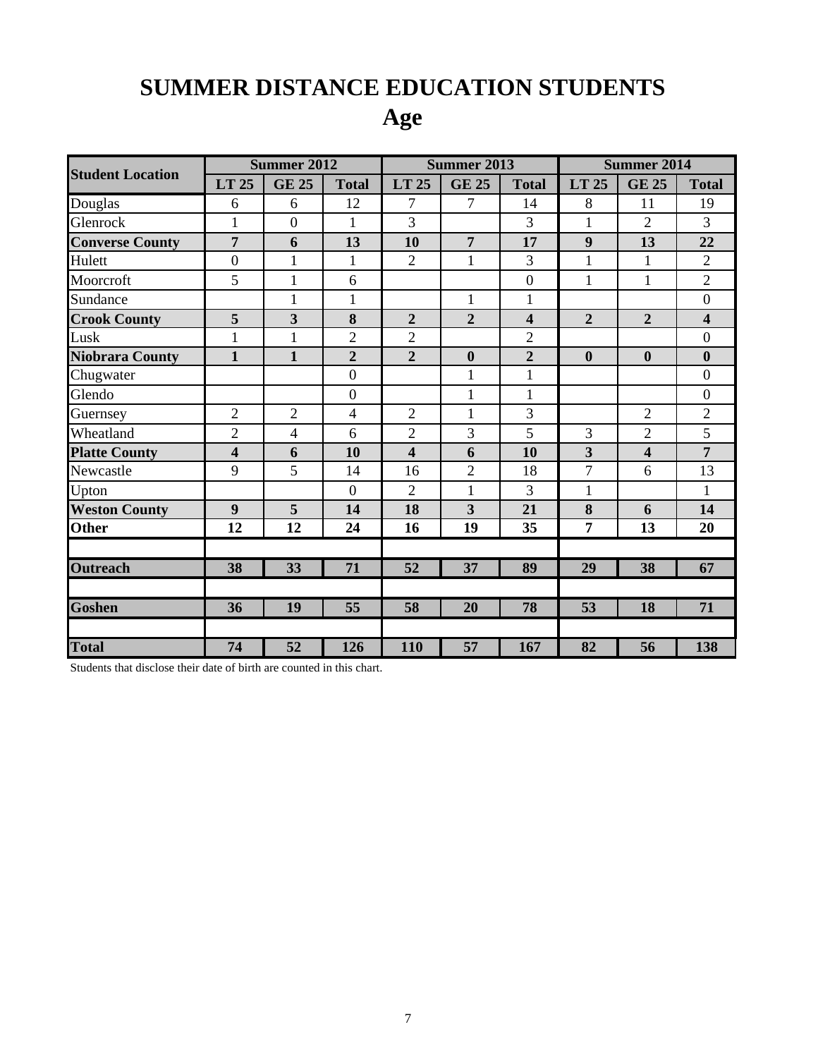# SUMMER DISTANCE EDUCATION STUDENTS
## Age

| Student Location | Summer 2012 | | | Summer 2013 | | | Summer 2014 | | |
|---|---|---|---|---|---|---|---|---|---|
| | LT 25 | GE 25 | Total | LT 25 | GE 25 | Total | LT 25 | GE 25 | Total |
| Douglas | 6 | 6 | 12 | 7 | 7 | 14 | 8 | 11 | 19 |
| Glenrock | 1 | 0 | 1 | 3 | | 3 | 1 | 2 | 3 |
| **Converse County** | **7** | **6** | **13** | **10** | **7** | **17** | **9** | **13** | **22** |
| Hulett | 0 | 1 | 1 | 2 | 1 | 3 | 1 | 1 | 2 |
| Moorcroft | 5 | 1 | 6 | | | 0 | 1 | 1 | 2 |
| Sundance | | 1 | 1 | | 1 | 1 | | | 0 |
| **Crook County** | **5** | **3** | **8** | **2** | **2** | **4** | **2** | **2** | **4** |
| Lusk | 1 | 1 | 2 | 2 | | 2 | | | 0 |
| **Niobrara County** | **1** | **1** | **2** | **2** | **0** | **2** | **0** | **0** | **0** |
| Chugwater | | | 0 | | 1 | 1 | | | 0 |
| Glendo | | | 0 | | 1 | 1 | | | 0 |
| Guernsey | 2 | 2 | 4 | 2 | 1 | 3 | | 2 | 2 |
| Wheatland | 2 | 4 | 6 | 2 | 3 | 5 | 3 | 2 | 5 |
| **Platte County** | **4** | **6** | **10** | **4** | **6** | **10** | **3** | **4** | **7** |
| Newcastle | 9 | 5 | 14 | 16 | 2 | 18 | 7 | 6 | 13 |
| Upton | | | 0 | 2 | 1 | 3 | 1 | | 1 |
| **Weston County** | **9** | **5** | **14** | **18** | **3** | **21** | **8** | **6** | **14** |
| **Other** | **12** | **12** | **24** | **16** | **19** | **35** | **7** | **13** | **20** |
| | | | | | | | | | |
| **Outreach** | **38** | **33** | **71** | **52** | **37** | **89** | **29** | **38** | **67** |
| | | | | | | | | | |
| **Goshen** | **36** | **19** | **55** | **58** | **20** | **78** | **53** | **18** | **71** |
| | | | | | | | | | |
| **Total** | **74** | **52** | **126** | **110** | **57** | **167** | **82** | **56** | **138** |

Students that disclose their date of birth are counted in this chart.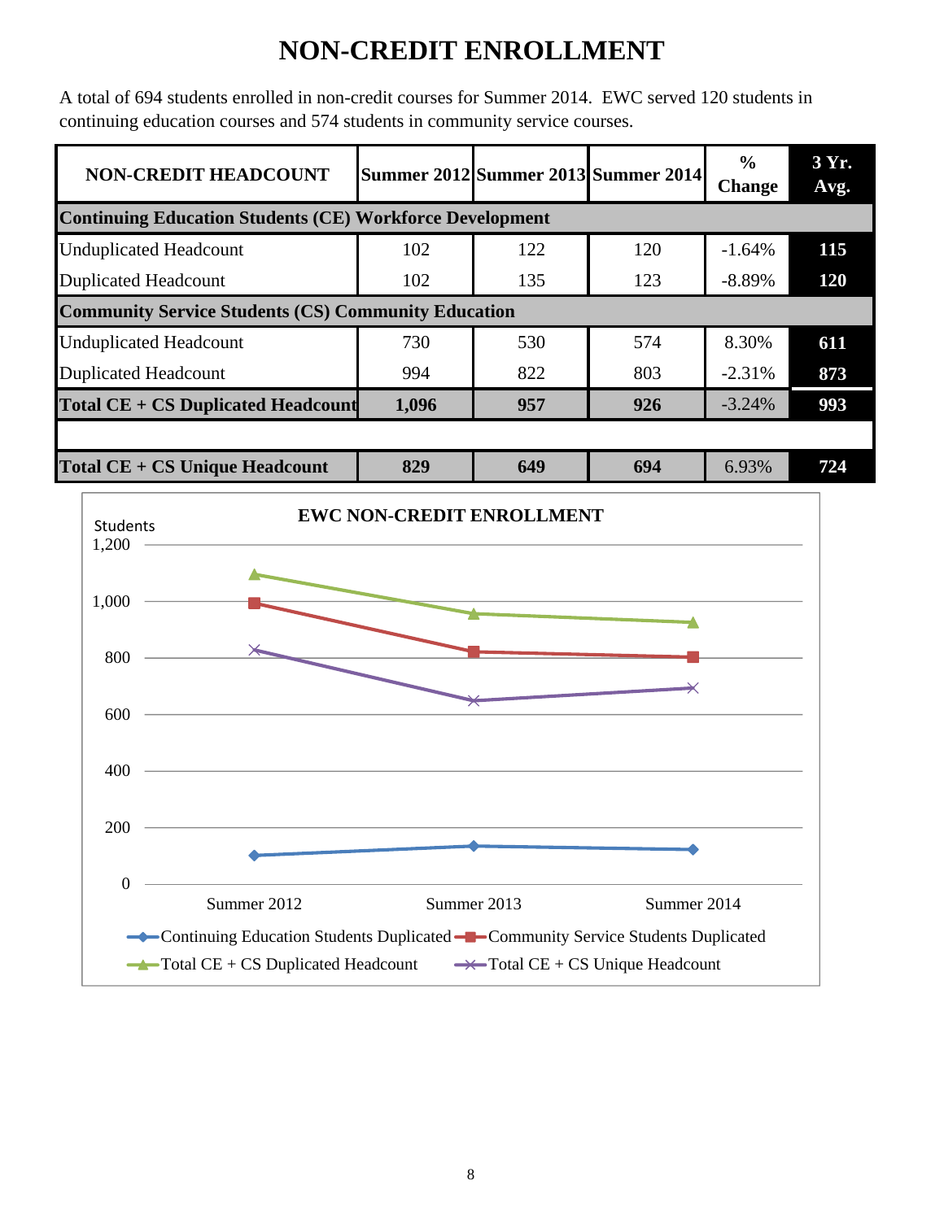# NON-CREDIT ENROLLMENT

A total of 694 students enrolled in non-credit courses for Summer 2014. EWC served 120 students in continuing education courses and 574 students in community service courses.

| NON-CREDIT HEADCOUNT | Summer 2012 | Summer 2013 | Summer 2014 | % Change | 3 Yr. Avg. |
|---|---|---|---|---|---|
| **Continuing Education Students (CE) Workforce Development** | | | | | |
| Unduplicated Headcount | 102 | 122 | 120 | -1.64% | 115 |
| Duplicated Headcount | 102 | 135 | 123 | -8.89% | 120 |
| **Community Service Students (CS) Community Education** | | | | | |
| Unduplicated Headcount | 730 | 530 | 574 | 8.30% | 611 |
| Duplicated Headcount | 994 | 822 | 803 | -2.31% | 873 |
| **Total CE + CS Duplicated Headcount** | **1,096** | **957** | **926** | -3.24% | **993** |
| | | | | | |
| **Total CE + CS Unique Headcount** | **829** | **649** | **694** | 6.93% | **724** |

**EWC NON-CREDIT ENROLLMENT**

| Students | Summer 2012 | Summer 2013 | Summer 2014 |
|---|---|---|---|
| Continuing Education Students Duplicated | 102 | 135 | 123 |
| Community Service Students Duplicated | 994 | 822 | 803 |
| Total CE + CS Duplicated Headcount | 1,096 | 957 | 926 |
| Total CE + CS Unique Headcount | 829 | 649 | 694 |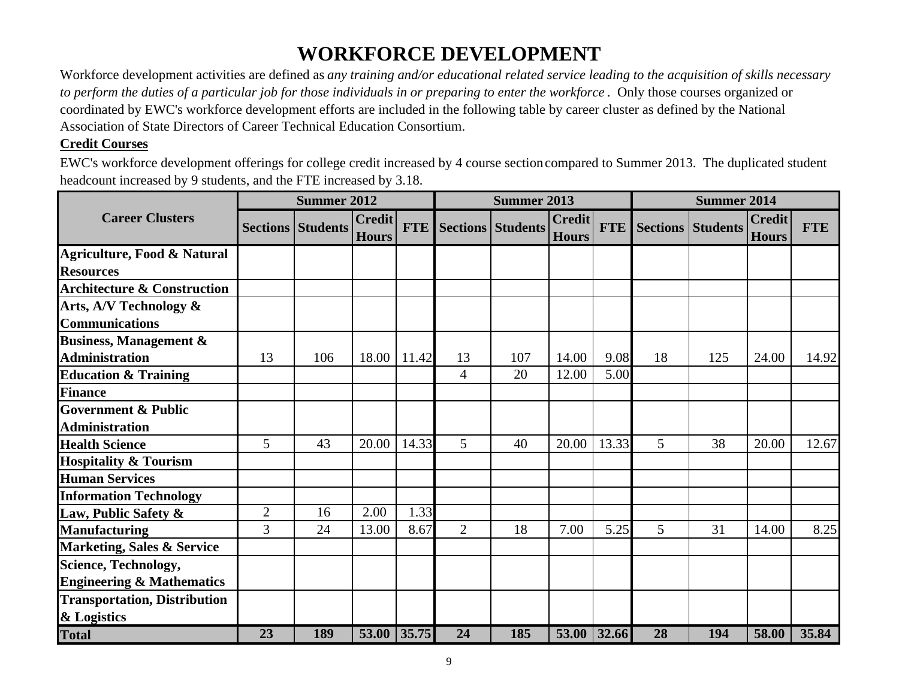# WORKFORCE DEVELOPMENT

Workforce development activities are defined as *any training and/or educational related service leading to the acquisition of skills necessary to perform the duties of a particular job for those individuals in or preparing to enter the workforce*. Only those courses organized or coordinated by EWC's workforce development efforts are included in the following table by career cluster as defined by the National Association of State Directors of Career Technical Education Consortium.

**Credit Courses**

EWC's workforce development offerings for college credit increased by 4 course section compared to Summer 2013. The duplicated student headcount increased by 9 students, and the FTE increased by 3.18.

| Career Clusters | Summer 2012 | | | | Summer 2013 | | | | Summer 2014 | | | |
|---|---|---|---|---|---|---|---|---|---|---|---|---|
| | Sections | Students | Credit Hours | FTE | Sections | Students | Credit Hours | FTE | Sections | Students | Credit Hours | FTE |
| **Agriculture, Food & Natural Resources** | | | | | | | | | | | | |
| **Architecture & Construction** | | | | | | | | | | | | |
| **Arts, A/V Technology & Communications** | | | | | | | | | | | | |
| **Business, Management & Administration** | 13 | 106 | 18.00 | 11.42 | 13 | 107 | 14.00 | 9.08 | 18 | 125 | 24.00 | 14.92 |
| **Education & Training** | | | | | 4 | 20 | 12.00 | 5.00 | | | | |
| **Finance** | | | | | | | | | | | | |
| **Government & Public Administration** | | | | | | | | | | | | |
| **Health Science** | 5 | 43 | 20.00 | 14.33 | 5 | 40 | 20.00 | 13.33 | 5 | 38 | 20.00 | 12.67 |
| **Hospitality & Tourism** | | | | | | | | | | | | |
| **Human Services** | | | | | | | | | | | | |
| **Information Technology** | | | | | | | | | | | | |
| **Law, Public Safety &** | 2 | 16 | 2.00 | 1.33 | | | | | | | | |
| **Manufacturing** | 3 | 24 | 13.00 | 8.67 | 2 | 18 | 7.00 | 5.25 | 5 | 31 | 14.00 | 8.25 |
| **Marketing, Sales & Service** | | | | | | | | | | | | |
| **Science, Technology, Engineering & Mathematics** | | | | | | | | | | | | |
| **Transportation, Distribution & Logistics** | | | | | | | | | | | | |
| **Total** | **23** | **189** | **53.00** | **35.75** | **24** | **185** | **53.00** | **32.66** | **28** | **194** | **58.00** | **35.84** |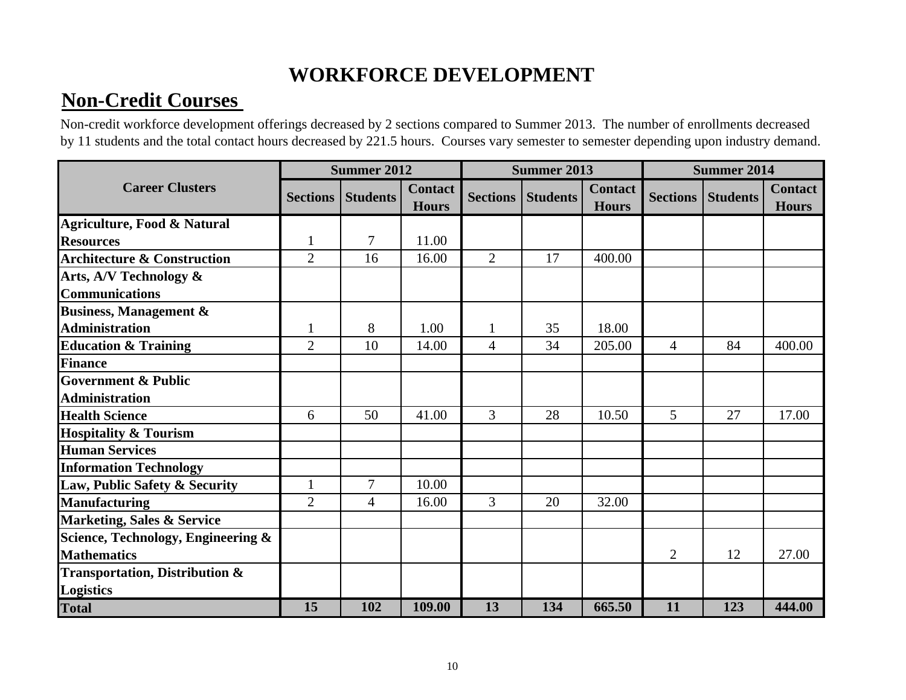# WORKFORCE DEVELOPMENT

## Non-Credit Courses

Non-credit workforce development offerings decreased by 2 sections compared to Summer 2013. The number of enrollments decreased by 11 students and the total contact hours decreased by 221.5 hours. Courses vary semester to semester depending upon industry demand.

| Career Clusters | Summer 2012 | | | Summer 2013 | | | Summer 2014 | | |
|---|---|---|---|---|---|---|---|---|---|
| | Sections | Students | Contact Hours | Sections | Students | Contact Hours | Sections | Students | Contact Hours |
| **Agriculture, Food & Natural Resources** | 1 | 7 | 11.00 | | | | | | |
| **Architecture & Construction** | 2 | 16 | 16.00 | 2 | 17 | 400.00 | | | |
| **Arts, A/V Technology & Communications** | | | | | | | | | |
| **Business, Management & Administration** | 1 | 8 | 1.00 | 1 | 35 | 18.00 | | | |
| **Education & Training** | 2 | 10 | 14.00 | 4 | 34 | 205.00 | 4 | 84 | 400.00 |
| **Finance** | | | | | | | | | |
| **Government & Public Administration** | | | | | | | | | |
| **Health Science** | 6 | 50 | 41.00 | 3 | 28 | 10.50 | 5 | 27 | 17.00 |
| **Hospitality & Tourism** | | | | | | | | | |
| **Human Services** | | | | | | | | | |
| **Information Technology** | | | | | | | | | |
| **Law, Public Safety & Security** | 1 | 7 | 10.00 | | | | | | |
| **Manufacturing** | 2 | 4 | 16.00 | 3 | 20 | 32.00 | | | |
| **Marketing, Sales & Service** | | | | | | | | | |
| **Science, Technology, Engineering & Mathematics** | | | | | | | 2 | 12 | 27.00 |
| **Transportation, Distribution & Logistics** | | | | | | | | | |
| **Total** | **15** | **102** | **109.00** | **13** | **134** | **665.50** | **11** | **123** | **444.00** |